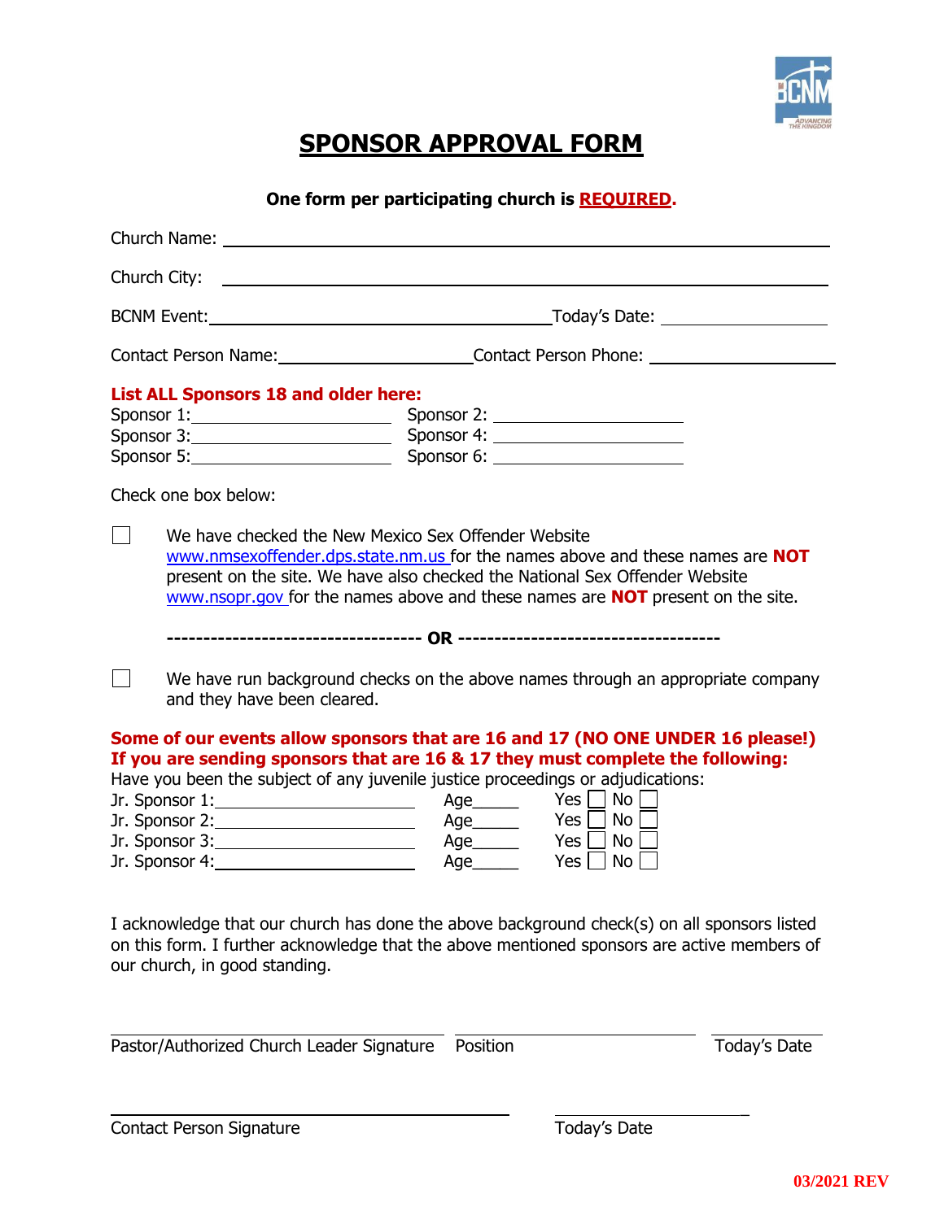# SPONSOR APPROVAL FORM

**One form per participating church is REQUIRED.**

Church Name: ______________________________________________

Church City: ______________________________________________

BCNM Event: ____________________________ Today's Date: ______________

Contact Person Name: __________________ Contact Person Phone: __________________

**List ALL Sponsors 18 and older here:**

Sponsor 1: ____________________ Sponsor 2: ____________________
Sponsor 3: ____________________ Sponsor 4: ____________________
Sponsor 5: ____________________ Sponsor 6: ____________________

Check one box below:

☐ We have checked the New Mexico Sex Offender Website www.nmsexoffender.dps.state.nm.us for the names above and these names are **NOT** present on the site. We have also checked the National Sex Offender Website www.nsopr.gov for the names above and these names are **NOT** present on the site.

**----------------------------------- OR -----------------------------------**

☐ We have run background checks on the above names through an appropriate company and they have been cleared.

**Some of our events allow sponsors that are 16 and 17 (NO ONE UNDER 16 please!)**
**If you are sending sponsors that are 16 & 17 they must complete the following:**

Have you been the subject of any juvenile justice proceedings or adjudications:

Jr. Sponsor 1: ____________________ Age_____ Yes ☐ No ☐
Jr. Sponsor 2: ____________________ Age_____ Yes ☐ No ☐
Jr. Sponsor 3: ____________________ Age_____ Yes ☐ No ☐
Jr. Sponsor 4: ____________________ Age_____ Yes ☐ No ☐

I acknowledge that our church has done the above background check(s) on all sponsors listed on this form. I further acknowledge that the above mentioned sponsors are active members of our church, in good standing.

______________________________ ____________________ ______________
Pastor/Authorized Church Leader Signature Position Today's Date

______________________________ ______________
Contact Person Signature Today's Date

03/2021 REV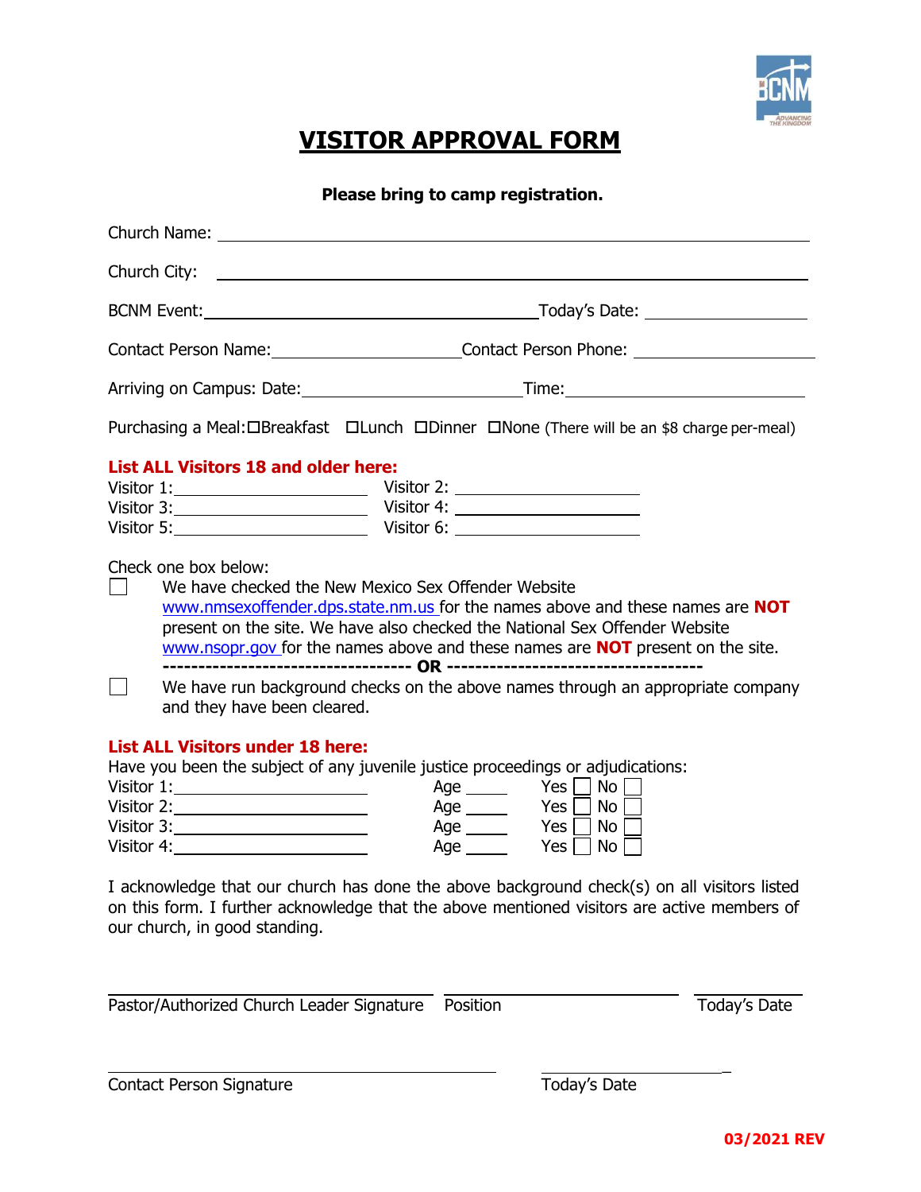# VISITOR APPROVAL FORM

**Please bring to camp registration.**

Church Name: ______________________________

Church City: ______________________________

BCNM Event: ______________________ Today's Date: ______________

Contact Person Name: ______________ Contact Person Phone: ______________

Arriving on Campus: Date: ______________ Time: ______________

Purchasing a Meal: ☐Breakfast ☐Lunch ☐Dinner ☐None (There will be an $8 charge per-meal)

**List ALL Visitors 18 and older here:**

Visitor 1: ______________ Visitor 2: ______________
Visitor 3: ______________ Visitor 4: ______________
Visitor 5: ______________ Visitor 6: ______________

Check one box below:

☐ We have checked the New Mexico Sex Offender Website www.nmsexoffender.dps.state.nm.us for the names above and these names are **NOT** present on the site. We have also checked the National Sex Offender Website www.nsopr.gov for the names above and these names are **NOT** present on the site.

**---------------------------------- OR ----------------------------------**

☐ We have run background checks on the above names through an appropriate company and they have been cleared.

**List ALL Visitors under 18 here:**

Have you been the subject of any juvenile justice proceedings or adjudications:

Visitor 1: ______________ Age _____ Yes ☐ No ☐
Visitor 2: ______________ Age _____ Yes ☐ No ☐
Visitor 3: ______________ Age _____ Yes ☐ No ☐
Visitor 4: ______________ Age _____ Yes ☐ No ☐

I acknowledge that our church has done the above background check(s) on all visitors listed on this form. I further acknowledge that the above mentioned visitors are active members of our church, in good standing.

______________________________ ______________ ______________
Pastor/Authorized Church Leader Signature Position Today's Date

______________________________ ______________
Contact Person Signature Today's Date

03/2021 REV